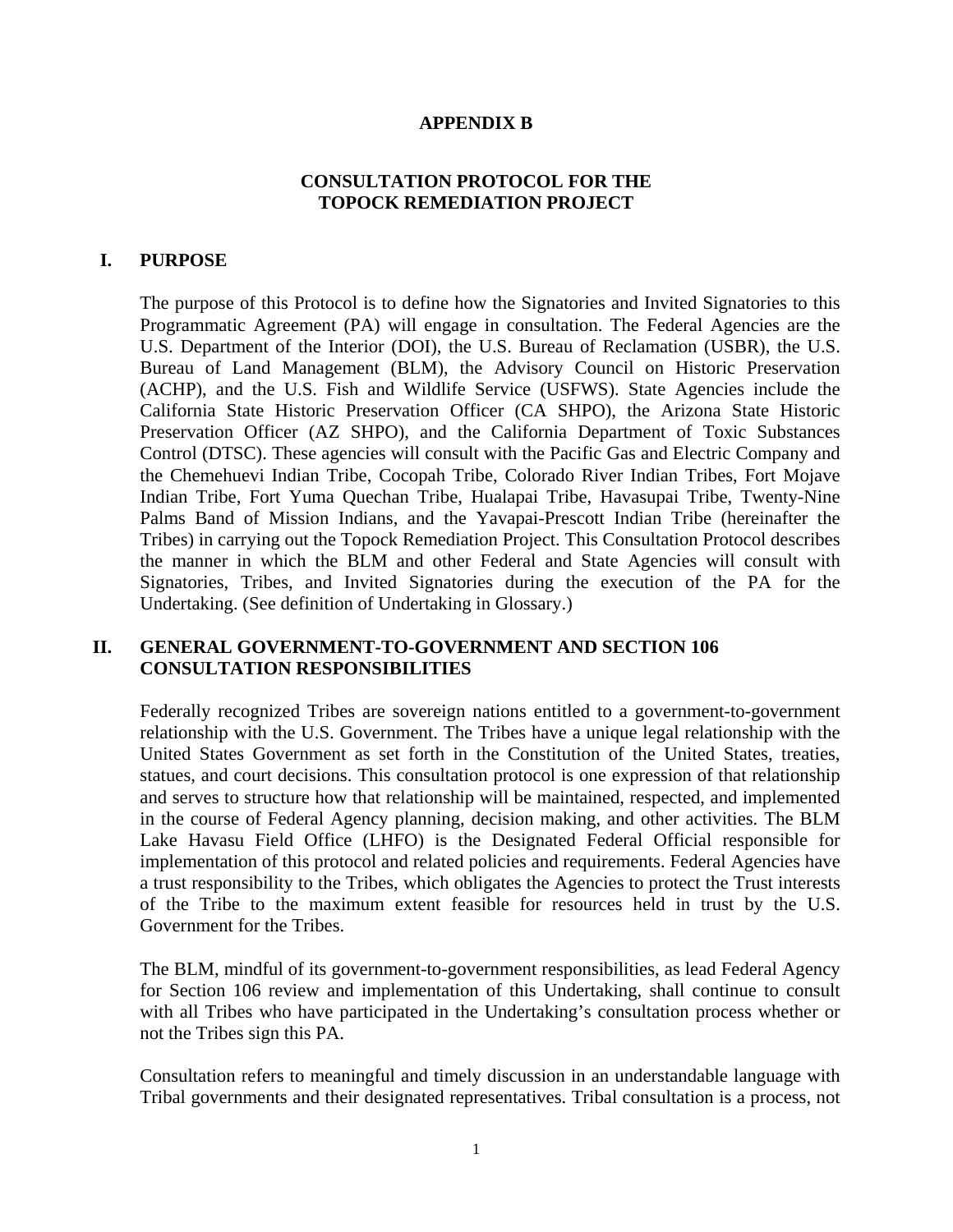# APPENDIX B

## CONSULTATION PROTOCOL FOR THE TOPOCK REMEDIATION PROJECT

### I. PURPOSE

The purpose of this Protocol is to define how the Signatories and Invited Signatories to this Programmatic Agreement (PA) will engage in consultation. The Federal Agencies are the U.S. Department of the Interior (DOI), the U.S. Bureau of Reclamation (USBR), the U.S. Bureau of Land Management (BLM), the Advisory Council on Historic Preservation (ACHP), and the U.S. Fish and Wildlife Service (USFWS). State Agencies include the California State Historic Preservation Officer (CA SHPO), the Arizona State Historic Preservation Officer (AZ SHPO), and the California Department of Toxic Substances Control (DTSC). These agencies will consult with the Pacific Gas and Electric Company and the Chemehuevi Indian Tribe, Cocopah Tribe, Colorado River Indian Tribes, Fort Mojave Indian Tribe, Fort Yuma Quechan Tribe, Hualapai Tribe, Havasupai Tribe, Twenty-Nine Palms Band of Mission Indians, and the Yavapai-Prescott Indian Tribe (hereinafter the Tribes) in carrying out the Topock Remediation Project. This Consultation Protocol describes the manner in which the BLM and other Federal and State Agencies will consult with Signatories, Tribes, and Invited Signatories during the execution of the PA for the Undertaking. (See definition of Undertaking in Glossary.)

### II. GENERAL GOVERNMENT-TO-GOVERNMENT AND SECTION 106 CONSULTATION RESPONSIBILITIES

Federally recognized Tribes are sovereign nations entitled to a government-to-government relationship with the U.S. Government. The Tribes have a unique legal relationship with the United States Government as set forth in the Constitution of the United States, treaties, statues, and court decisions. This consultation protocol is one expression of that relationship and serves to structure how that relationship will be maintained, respected, and implemented in the course of Federal Agency planning, decision making, and other activities. The BLM Lake Havasu Field Office (LHFO) is the Designated Federal Official responsible for implementation of this protocol and related policies and requirements. Federal Agencies have a trust responsibility to the Tribes, which obligates the Agencies to protect the Trust interests of the Tribe to the maximum extent feasible for resources held in trust by the U.S. Government for the Tribes.

The BLM, mindful of its government-to-government responsibilities, as lead Federal Agency for Section 106 review and implementation of this Undertaking, shall continue to consult with all Tribes who have participated in the Undertaking's consultation process whether or not the Tribes sign this PA.

Consultation refers to meaningful and timely discussion in an understandable language with Tribal governments and their designated representatives. Tribal consultation is a process, not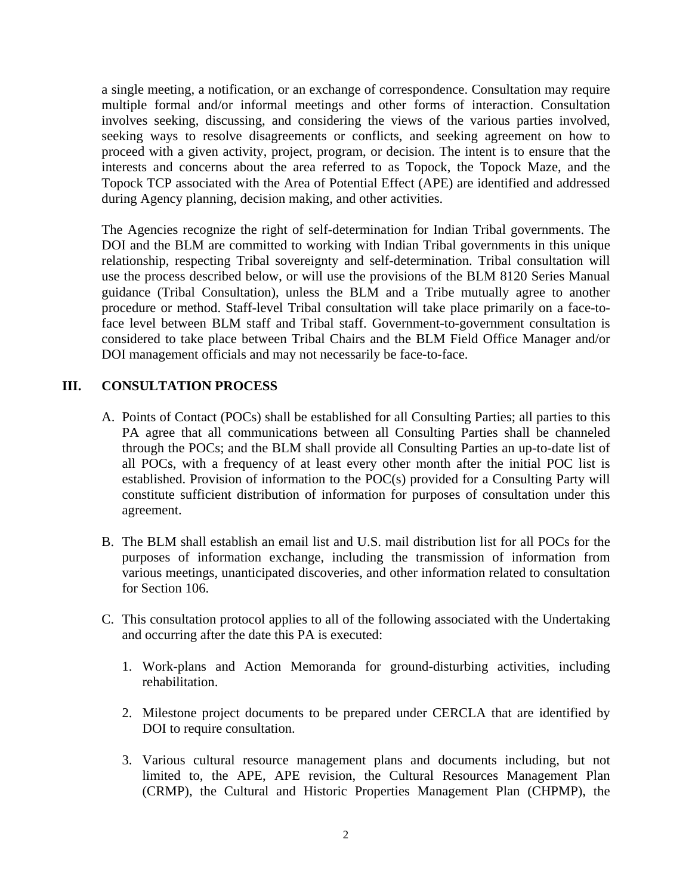a single meeting, a notification, or an exchange of correspondence. Consultation may require multiple formal and/or informal meetings and other forms of interaction. Consultation involves seeking, discussing, and considering the views of the various parties involved, seeking ways to resolve disagreements or conflicts, and seeking agreement on how to proceed with a given activity, project, program, or decision. The intent is to ensure that the interests and concerns about the area referred to as Topock, the Topock Maze, and the Topock TCP associated with the Area of Potential Effect (APE) are identified and addressed during Agency planning, decision making, and other activities.

The Agencies recognize the right of self-determination for Indian Tribal governments. The DOI and the BLM are committed to working with Indian Tribal governments in this unique relationship, respecting Tribal sovereignty and self-determination. Tribal consultation will use the process described below, or will use the provisions of the BLM 8120 Series Manual guidance (Tribal Consultation), unless the BLM and a Tribe mutually agree to another procedure or method. Staff-level Tribal consultation will take place primarily on a face-to-face level between BLM staff and Tribal staff. Government-to-government consultation is considered to take place between Tribal Chairs and the BLM Field Office Manager and/or DOI management officials and may not necessarily be face-to-face.

## III. CONSULTATION PROCESS

A. Points of Contact (POCs) shall be established for all Consulting Parties; all parties to this PA agree that all communications between all Consulting Parties shall be channeled through the POCs; and the BLM shall provide all Consulting Parties an up-to-date list of all POCs, with a frequency of at least every other month after the initial POC list is established. Provision of information to the POC(s) provided for a Consulting Party will constitute sufficient distribution of information for purposes of consultation under this agreement.

B. The BLM shall establish an email list and U.S. mail distribution list for all POCs for the purposes of information exchange, including the transmission of information from various meetings, unanticipated discoveries, and other information related to consultation for Section 106.

C. This consultation protocol applies to all of the following associated with the Undertaking and occurring after the date this PA is executed:

   1. Work-plans and Action Memoranda for ground-disturbing activities, including rehabilitation.

   2. Milestone project documents to be prepared under CERCLA that are identified by DOI to require consultation.

   3. Various cultural resource management plans and documents including, but not limited to, the APE, APE revision, the Cultural Resources Management Plan (CRMP), the Cultural and Historic Properties Management Plan (CHPMP), the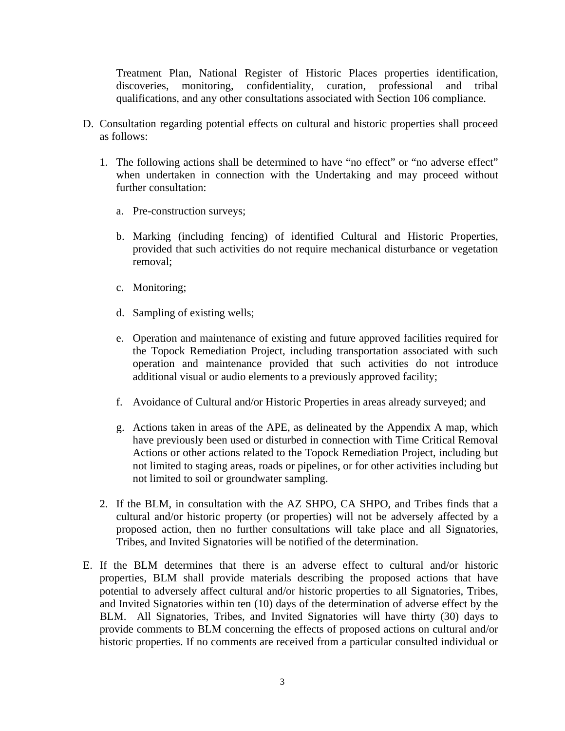Treatment Plan, National Register of Historic Places properties identification, discoveries, monitoring, confidentiality, curation, professional and tribal qualifications, and any other consultations associated with Section 106 compliance.

D. Consultation regarding potential effects on cultural and historic properties shall proceed as follows:

   1. The following actions shall be determined to have "no effect" or "no adverse effect" when undertaken in connection with the Undertaking and may proceed without further consultation:

      a. Pre-construction surveys;

      b. Marking (including fencing) of identified Cultural and Historic Properties, provided that such activities do not require mechanical disturbance or vegetation removal;

      c. Monitoring;

      d. Sampling of existing wells;

      e. Operation and maintenance of existing and future approved facilities required for the Topock Remediation Project, including transportation associated with such operation and maintenance provided that such activities do not introduce additional visual or audio elements to a previously approved facility;

      f. Avoidance of Cultural and/or Historic Properties in areas already surveyed; and

      g. Actions taken in areas of the APE, as delineated by the Appendix A map, which have previously been used or disturbed in connection with Time Critical Removal Actions or other actions related to the Topock Remediation Project, including but not limited to staging areas, roads or pipelines, or for other activities including but not limited to soil or groundwater sampling.

   2. If the BLM, in consultation with the AZ SHPO, CA SHPO, and Tribes finds that a cultural and/or historic property (or properties) will not be adversely affected by a proposed action, then no further consultations will take place and all Signatories, Tribes, and Invited Signatories will be notified of the determination.

E. If the BLM determines that there is an adverse effect to cultural and/or historic properties, BLM shall provide materials describing the proposed actions that have potential to adversely affect cultural and/or historic properties to all Signatories, Tribes, and Invited Signatories within ten (10) days of the determination of adverse effect by the BLM. All Signatories, Tribes, and Invited Signatories will have thirty (30) days to provide comments to BLM concerning the effects of proposed actions on cultural and/or historic properties. If no comments are received from a particular consulted individual or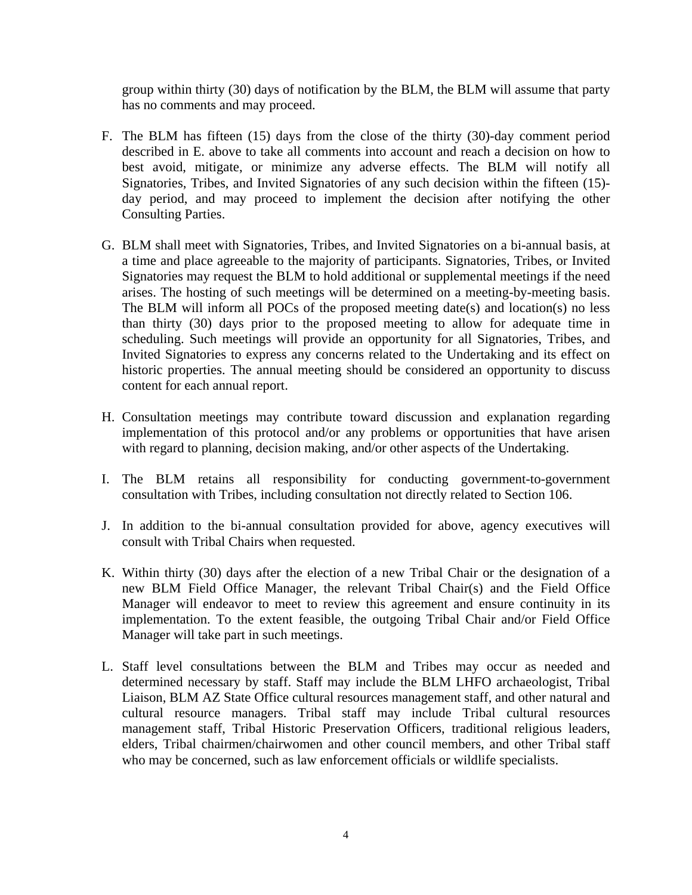group within thirty (30) days of notification by the BLM, the BLM will assume that party has no comments and may proceed.

F. The BLM has fifteen (15) days from the close of the thirty (30)-day comment period described in E. above to take all comments into account and reach a decision on how to best avoid, mitigate, or minimize any adverse effects. The BLM will notify all Signatories, Tribes, and Invited Signatories of any such decision within the fifteen (15)-day period, and may proceed to implement the decision after notifying the other Consulting Parties.

G. BLM shall meet with Signatories, Tribes, and Invited Signatories on a bi-annual basis, at a time and place agreeable to the majority of participants. Signatories, Tribes, or Invited Signatories may request the BLM to hold additional or supplemental meetings if the need arises. The hosting of such meetings will be determined on a meeting-by-meeting basis. The BLM will inform all POCs of the proposed meeting date(s) and location(s) no less than thirty (30) days prior to the proposed meeting to allow for adequate time in scheduling. Such meetings will provide an opportunity for all Signatories, Tribes, and Invited Signatories to express any concerns related to the Undertaking and its effect on historic properties. The annual meeting should be considered an opportunity to discuss content for each annual report.

H. Consultation meetings may contribute toward discussion and explanation regarding implementation of this protocol and/or any problems or opportunities that have arisen with regard to planning, decision making, and/or other aspects of the Undertaking.

I. The BLM retains all responsibility for conducting government-to-government consultation with Tribes, including consultation not directly related to Section 106.

J. In addition to the bi-annual consultation provided for above, agency executives will consult with Tribal Chairs when requested.

K. Within thirty (30) days after the election of a new Tribal Chair or the designation of a new BLM Field Office Manager, the relevant Tribal Chair(s) and the Field Office Manager will endeavor to meet to review this agreement and ensure continuity in its implementation. To the extent feasible, the outgoing Tribal Chair and/or Field Office Manager will take part in such meetings.

L. Staff level consultations between the BLM and Tribes may occur as needed and determined necessary by staff. Staff may include the BLM LHFO archaeologist, Tribal Liaison, BLM AZ State Office cultural resources management staff, and other natural and cultural resource managers. Tribal staff may include Tribal cultural resources management staff, Tribal Historic Preservation Officers, traditional religious leaders, elders, Tribal chairmen/chairwomen and other council members, and other Tribal staff who may be concerned, such as law enforcement officials or wildlife specialists.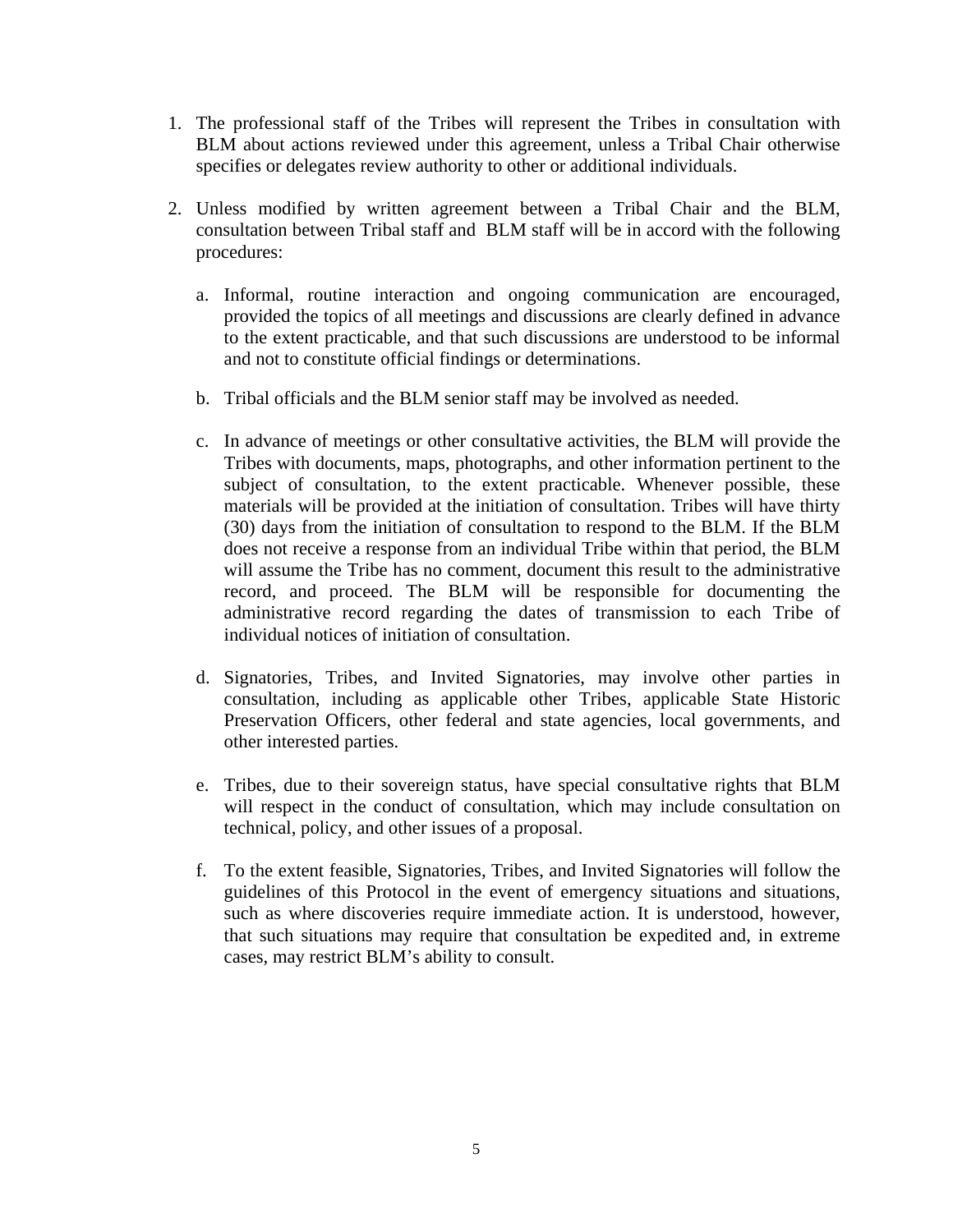1. The professional staff of the Tribes will represent the Tribes in consultation with BLM about actions reviewed under this agreement, unless a Tribal Chair otherwise specifies or delegates review authority to other or additional individuals.

2. Unless modified by written agreement between a Tribal Chair and the BLM, consultation between Tribal staff and BLM staff will be in accord with the following procedures:

   a. Informal, routine interaction and ongoing communication are encouraged, provided the topics of all meetings and discussions are clearly defined in advance to the extent practicable, and that such discussions are understood to be informal and not to constitute official findings or determinations.

   b. Tribal officials and the BLM senior staff may be involved as needed.

   c. In advance of meetings or other consultative activities, the BLM will provide the Tribes with documents, maps, photographs, and other information pertinent to the subject of consultation, to the extent practicable. Whenever possible, these materials will be provided at the initiation of consultation. Tribes will have thirty (30) days from the initiation of consultation to respond to the BLM. If the BLM does not receive a response from an individual Tribe within that period, the BLM will assume the Tribe has no comment, document this result to the administrative record, and proceed. The BLM will be responsible for documenting the administrative record regarding the dates of transmission to each Tribe of individual notices of initiation of consultation.

   d. Signatories, Tribes, and Invited Signatories, may involve other parties in consultation, including as applicable other Tribes, applicable State Historic Preservation Officers, other federal and state agencies, local governments, and other interested parties.

   e. Tribes, due to their sovereign status, have special consultative rights that BLM will respect in the conduct of consultation, which may include consultation on technical, policy, and other issues of a proposal.

   f. To the extent feasible, Signatories, Tribes, and Invited Signatories will follow the guidelines of this Protocol in the event of emergency situations and situations, such as where discoveries require immediate action. It is understood, however, that such situations may require that consultation be expedited and, in extreme cases, may restrict BLM's ability to consult.